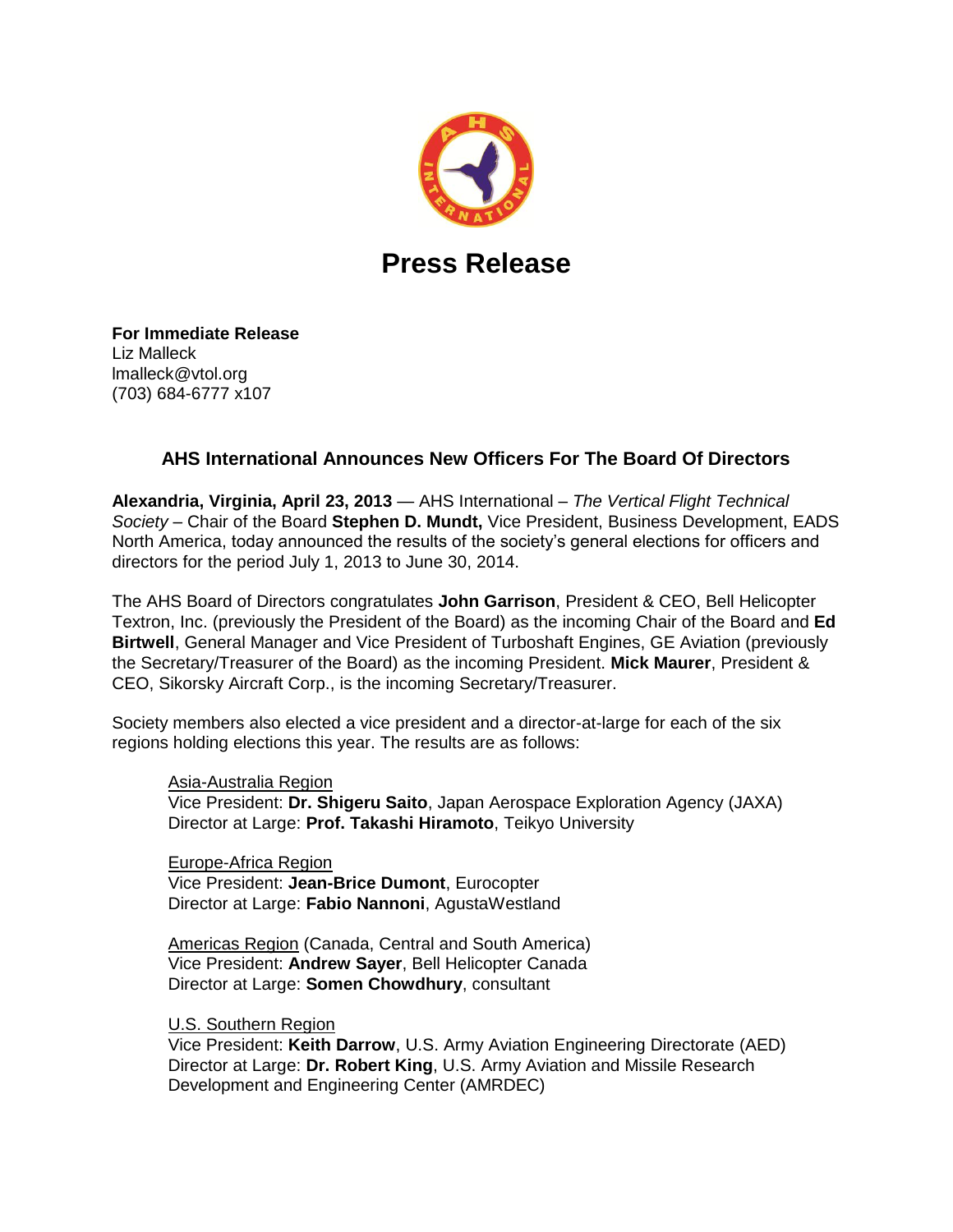# Press Release

**For Immediate Release**
Liz Malleck
lmalleck@vtol.org
(703) 684-6777 x107

## AHS International Announces New Officers For The Board Of Directors

**Alexandria, Virginia, April 23, 2013** — AHS International – *The Vertical Flight Technical Society* – Chair of the Board **Stephen D. Mundt,** Vice President, Business Development, EADS North America, today announced the results of the society's general elections for officers and directors for the period July 1, 2013 to June 30, 2014.

The AHS Board of Directors congratulates **John Garrison**, President & CEO, Bell Helicopter Textron, Inc. (previously the President of the Board) as the incoming Chair of the Board and **Ed Birtwell**, General Manager and Vice President of Turboshaft Engines, GE Aviation (previously the Secretary/Treasurer of the Board) as the incoming President. **Mick Maurer**, President & CEO, Sikorsky Aircraft Corp., is the incoming Secretary/Treasurer.

Society members also elected a vice president and a director-at-large for each of the six regions holding elections this year. The results are as follows:

Asia-Australia Region
Vice President: **Dr. Shigeru Saito**, Japan Aerospace Exploration Agency (JAXA)
Director at Large: **Prof. Takashi Hiramoto**, Teikyo University

Europe-Africa Region
Vice President: **Jean-Brice Dumont**, Eurocopter
Director at Large: **Fabio Nannoni**, AgustaWestland

Americas Region (Canada, Central and South America)
Vice President: **Andrew Sayer**, Bell Helicopter Canada
Director at Large: **Somen Chowdhury**, consultant

U.S. Southern Region
Vice President: **Keith Darrow**, U.S. Army Aviation Engineering Directorate (AED)
Director at Large: **Dr. Robert King**, U.S. Army Aviation and Missile Research Development and Engineering Center (AMRDEC)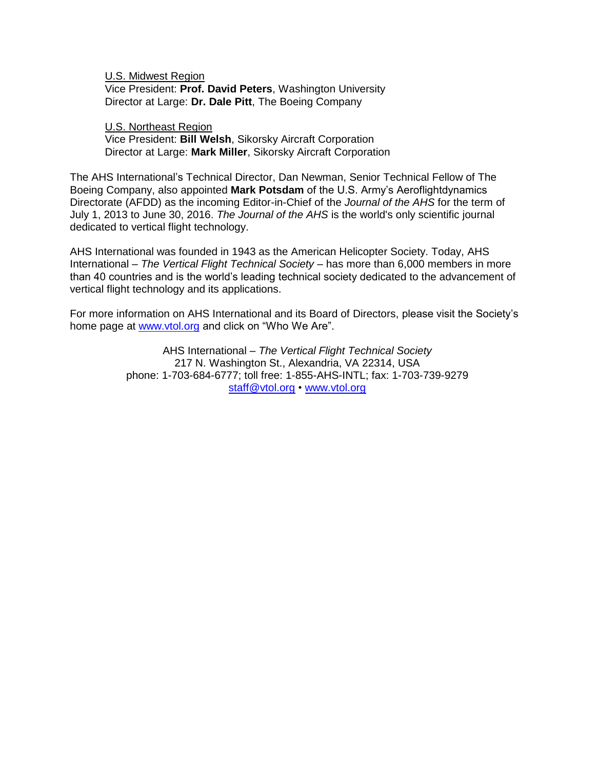U.S. Midwest Region
Vice President: **Prof. David Peters**, Washington University
Director at Large: **Dr. Dale Pitt**, The Boeing Company

U.S. Northeast Region
Vice President: **Bill Welsh**, Sikorsky Aircraft Corporation
Director at Large: **Mark Miller**, Sikorsky Aircraft Corporation

The AHS International's Technical Director, Dan Newman, Senior Technical Fellow of The Boeing Company, also appointed **Mark Potsdam** of the U.S. Army's Aeroflightdynamics Directorate (AFDD) as the incoming Editor-in-Chief of the *Journal of the AHS* for the term of July 1, 2013 to June 30, 2016. *The Journal of the AHS* is the world's only scientific journal dedicated to vertical flight technology.

AHS International was founded in 1943 as the American Helicopter Society. Today, AHS International – *The Vertical Flight Technical Society* – has more than 6,000 members in more than 40 countries and is the world's leading technical society dedicated to the advancement of vertical flight technology and its applications.

For more information on AHS International and its Board of Directors, please visit the Society's home page at [www.vtol.org](http://www.vtol.org) and click on "Who We Are".

AHS International – *The Vertical Flight Technical Society*
217 N. Washington St., Alexandria, VA 22314, USA
phone: 1-703-684-6777; toll free: 1-855-AHS-INTL; fax: 1-703-739-9279
[staff@vtol.org](mailto:staff@vtol.org) • [www.vtol.org](http://www.vtol.org)